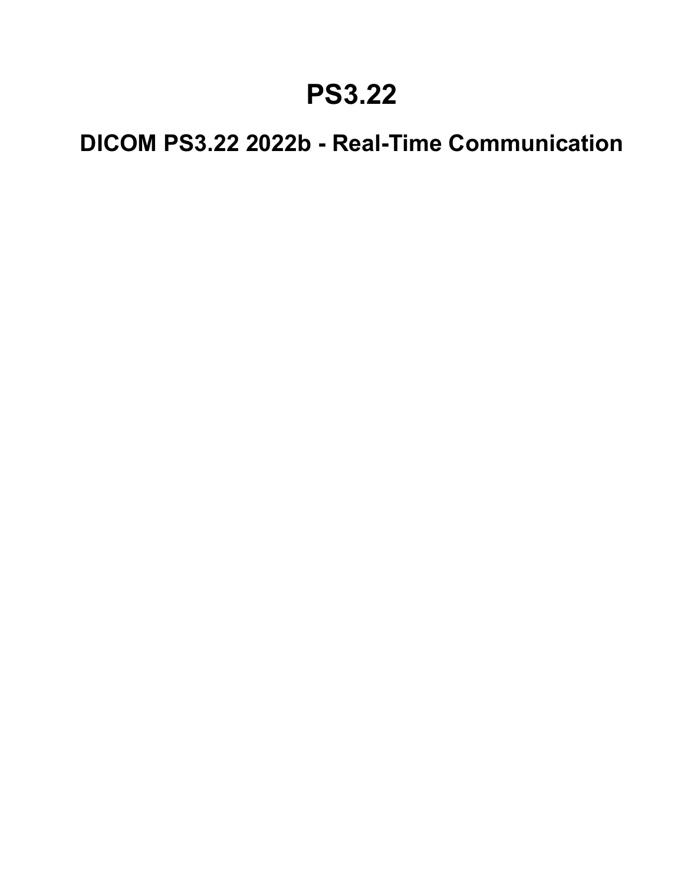# PS3.22

## DICOM PS3.22 2022b - Real-Time Communication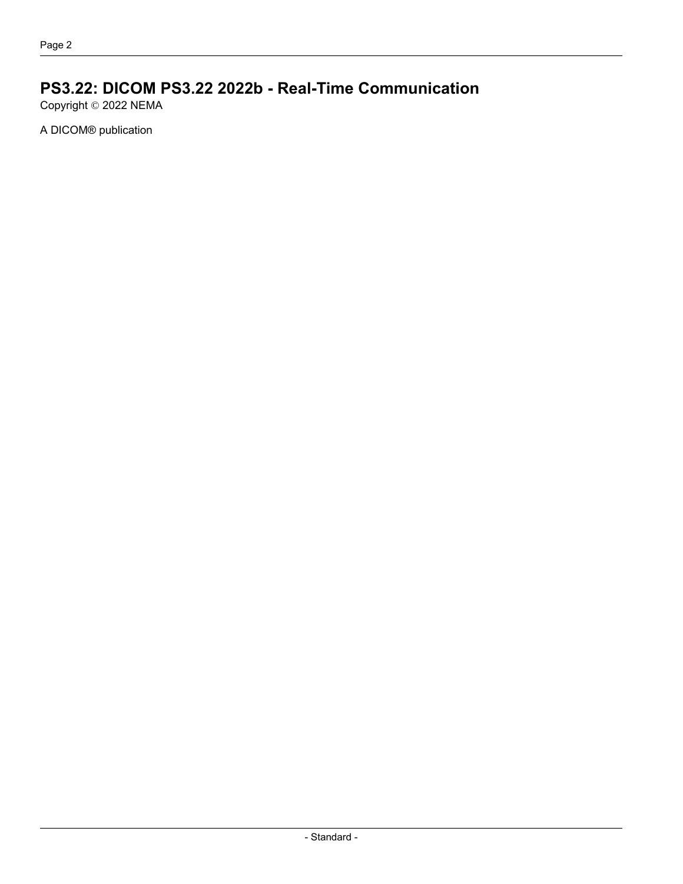# PS3.22: DICOM PS3.22 2022b - Real-Time Communication

Copyright © 2022 NEMA

A DICOM® publication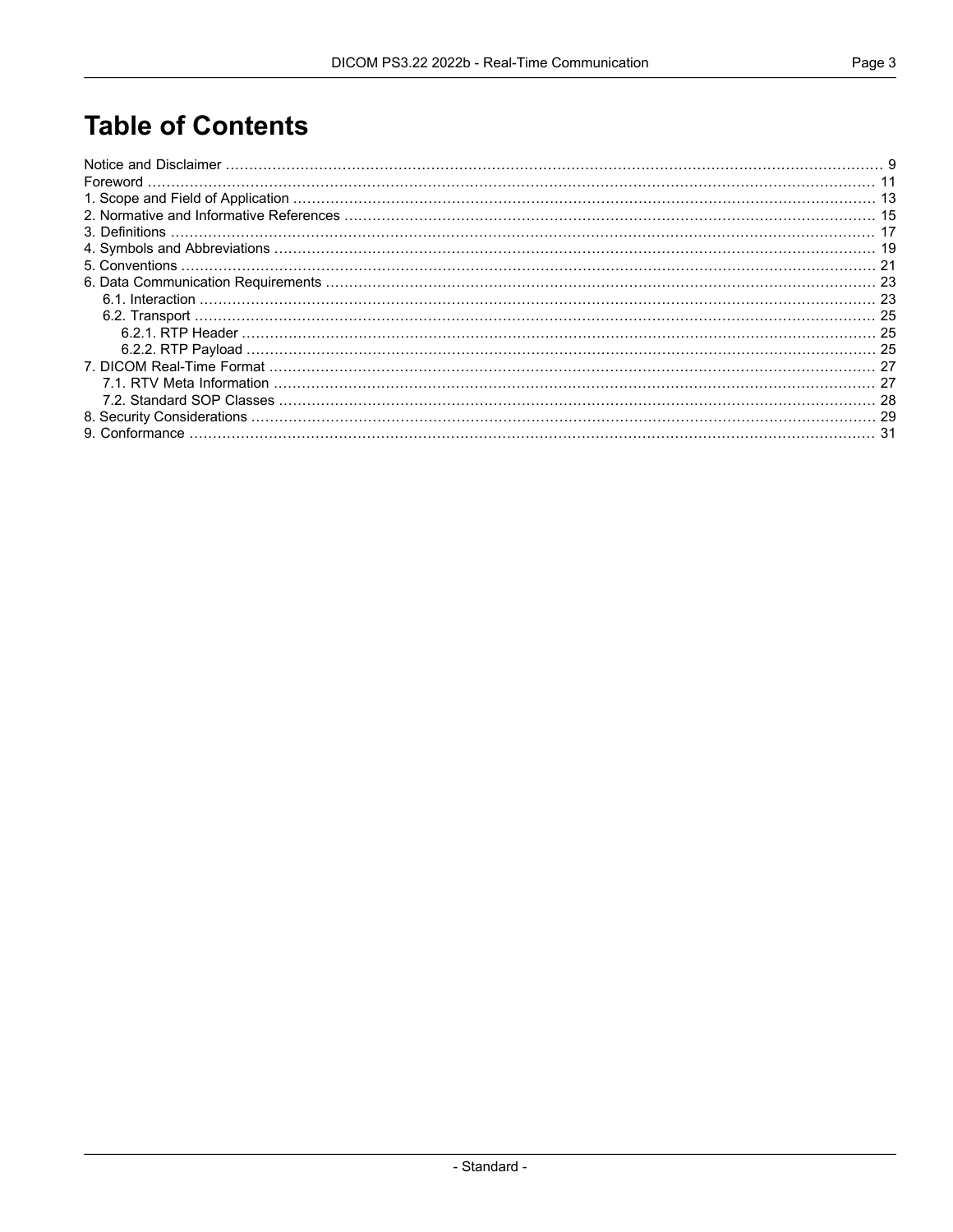# Table of Contents

Notice and Disclaimer ..... 9
Foreword ..... 11
1. Scope and Field of Application ..... 13
2. Normative and Informative References ..... 15
3. Definitions ..... 17
4. Symbols and Abbreviations ..... 19
5. Conventions ..... 21
6. Data Communication Requirements ..... 23
  6.1. Interaction ..... 23
  6.2. Transport ..... 25
    6.2.1. RTP Header ..... 25
    6.2.2. RTP Payload ..... 25
7. DICOM Real-Time Format ..... 27
  7.1. RTV Meta Information ..... 27
  7.2. Standard SOP Classes ..... 28
8. Security Considerations ..... 29
9. Conformance ..... 31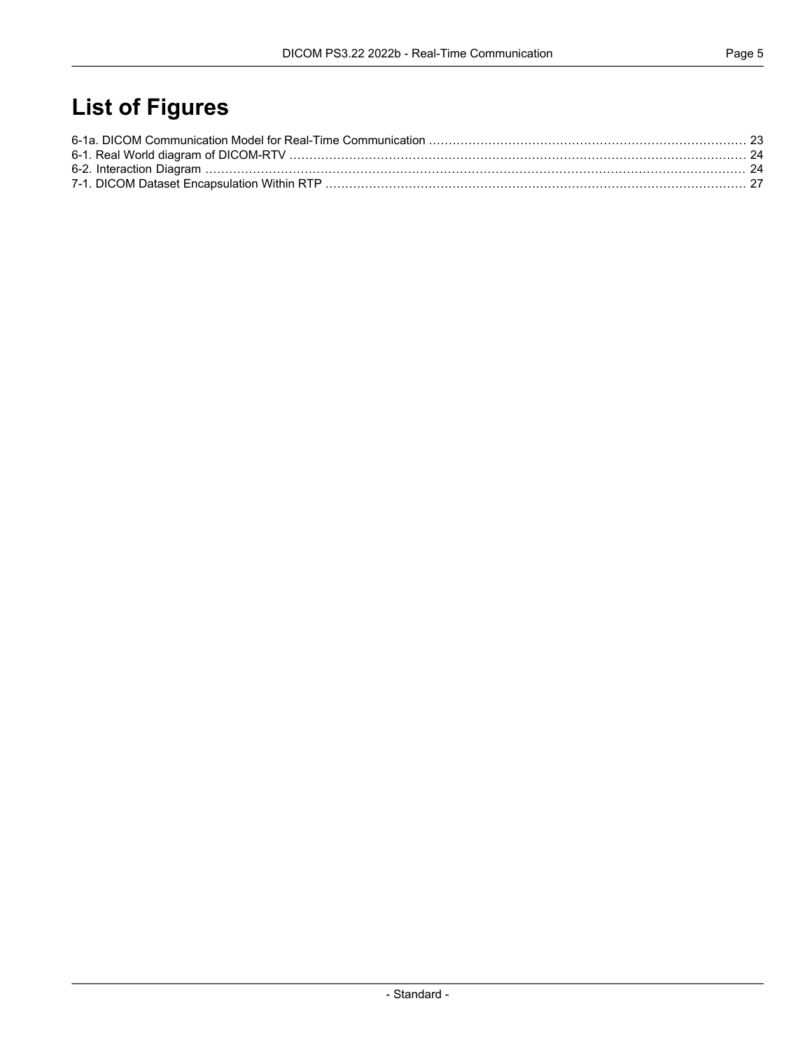# List of Figures

6-1a. DICOM Communication Model for Real-Time Communication ........................................................................ 23
6-1. Real World diagram of DICOM-RTV ........................................................................................................ 24
6-2. Interaction Diagram .................................................................................................................................. 24
7-1. DICOM Dataset Encapsulation Within RTP ............................................................................................. 27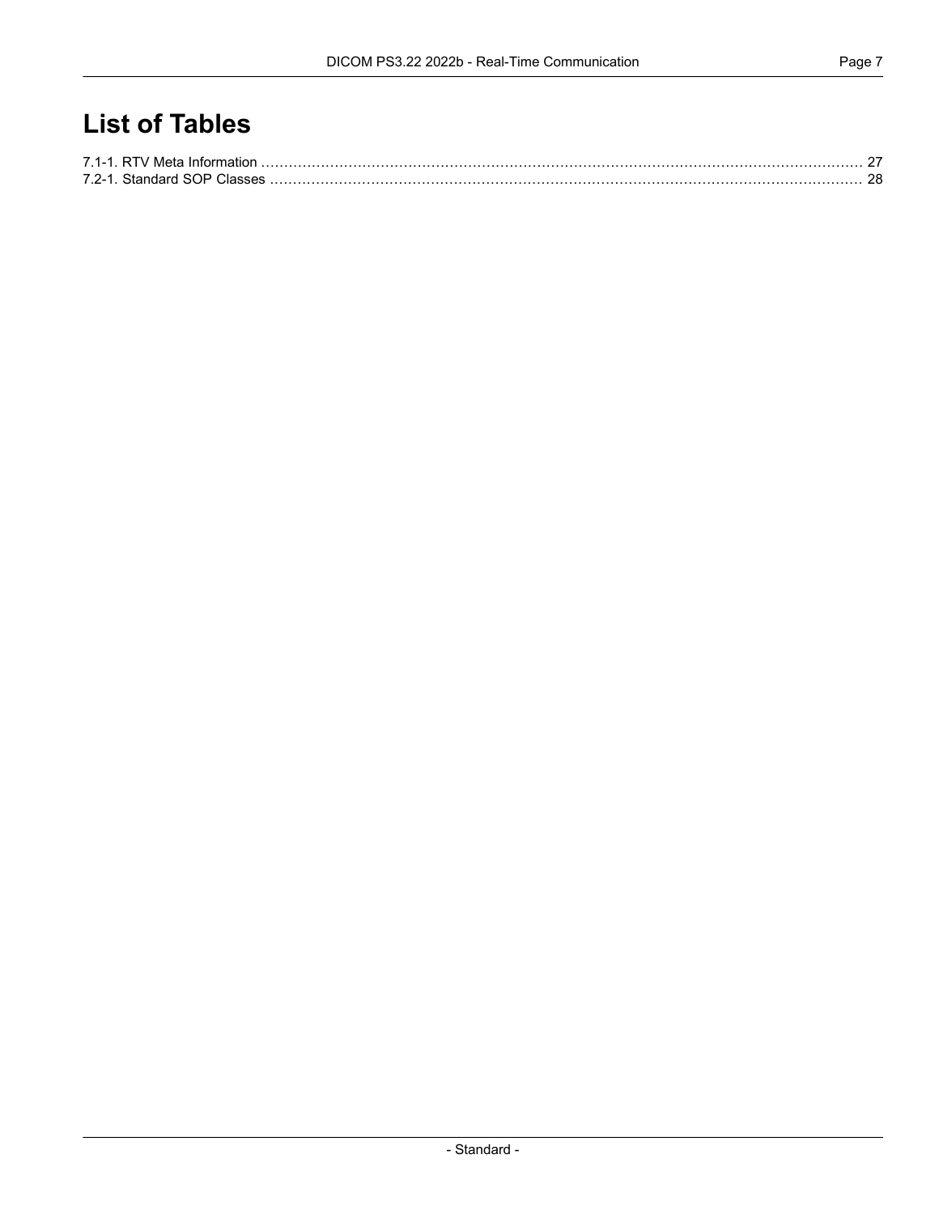# List of Tables

7.1-1. RTV Meta Information ........................................................................................................................... 27
7.2-1. Standard SOP Classes ......................................................................................................................... 28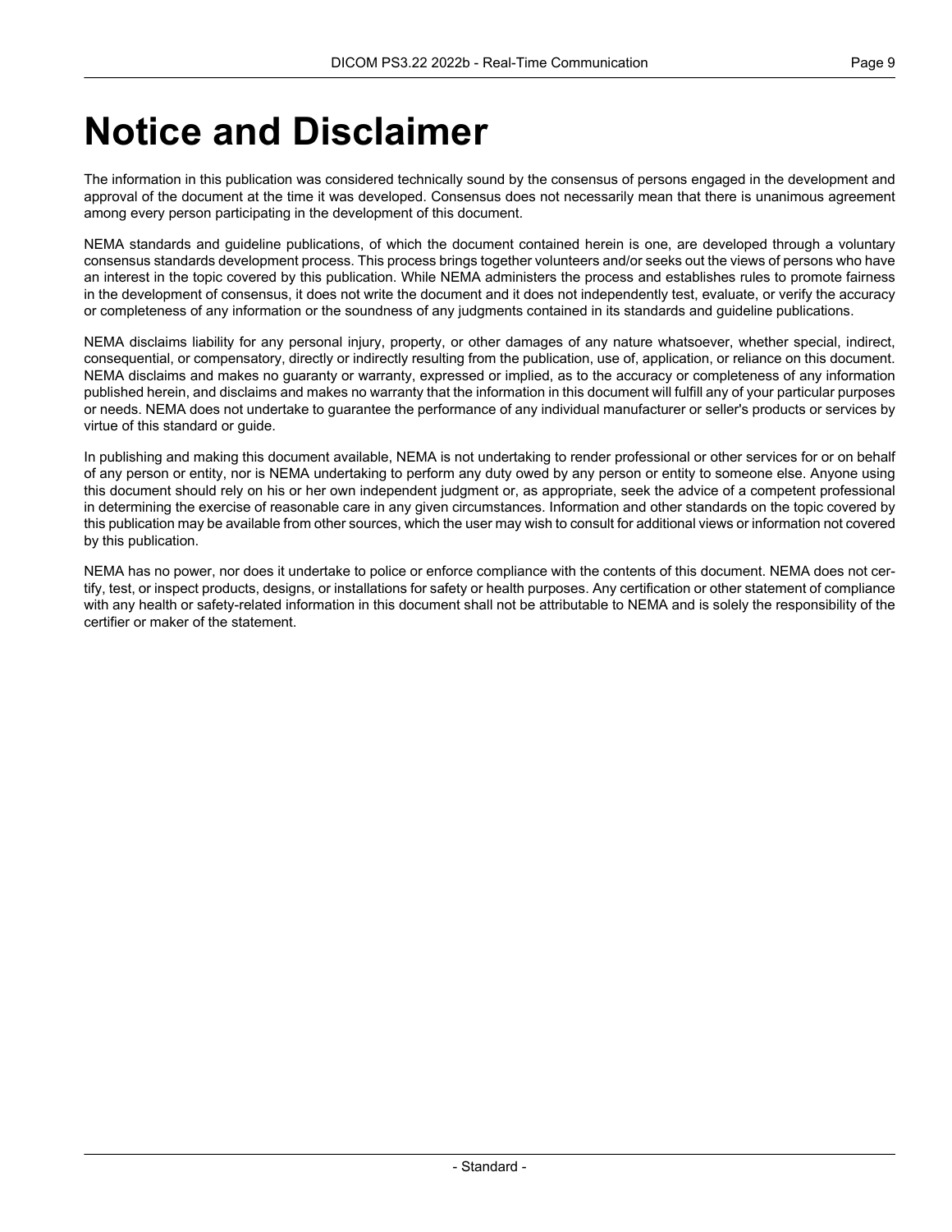# Notice and Disclaimer

The information in this publication was considered technically sound by the consensus of persons engaged in the development and approval of the document at the time it was developed. Consensus does not necessarily mean that there is unanimous agreement among every person participating in the development of this document.

NEMA standards and guideline publications, of which the document contained herein is one, are developed through a voluntary consensus standards development process. This process brings together volunteers and/or seeks out the views of persons who have an interest in the topic covered by this publication. While NEMA administers the process and establishes rules to promote fairness in the development of consensus, it does not write the document and it does not independently test, evaluate, or verify the accuracy or completeness of any information or the soundness of any judgments contained in its standards and guideline publications.

NEMA disclaims liability for any personal injury, property, or other damages of any nature whatsoever, whether special, indirect, consequential, or compensatory, directly or indirectly resulting from the publication, use of, application, or reliance on this document. NEMA disclaims and makes no guaranty or warranty, expressed or implied, as to the accuracy or completeness of any information published herein, and disclaims and makes no warranty that the information in this document will fulfill any of your particular purposes or needs. NEMA does not undertake to guarantee the performance of any individual manufacturer or seller's products or services by virtue of this standard or guide.

In publishing and making this document available, NEMA is not undertaking to render professional or other services for or on behalf of any person or entity, nor is NEMA undertaking to perform any duty owed by any person or entity to someone else. Anyone using this document should rely on his or her own independent judgment or, as appropriate, seek the advice of a competent professional in determining the exercise of reasonable care in any given circumstances. Information and other standards on the topic covered by this publication may be available from other sources, which the user may wish to consult for additional views or information not covered by this publication.

NEMA has no power, nor does it undertake to police or enforce compliance with the contents of this document. NEMA does not certify, test, or inspect products, designs, or installations for safety or health purposes. Any certification or other statement of compliance with any health or safety-related information in this document shall not be attributable to NEMA and is solely the responsibility of the certifier or maker of the statement.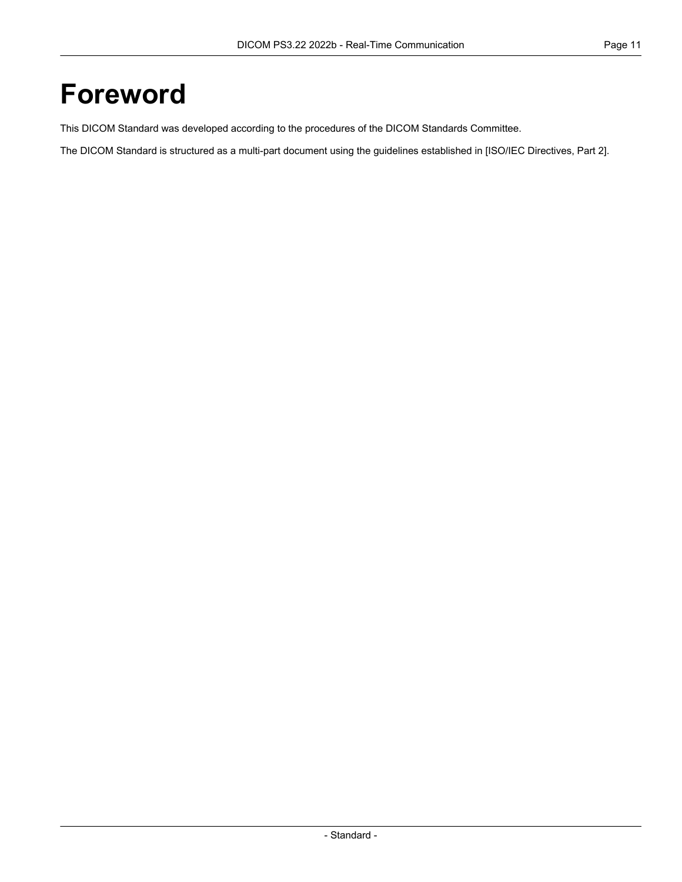# Foreword

This DICOM Standard was developed according to the procedures of the DICOM Standards Committee.

The DICOM Standard is structured as a multi-part document using the guidelines established in [ISO/IEC Directives, Part 2].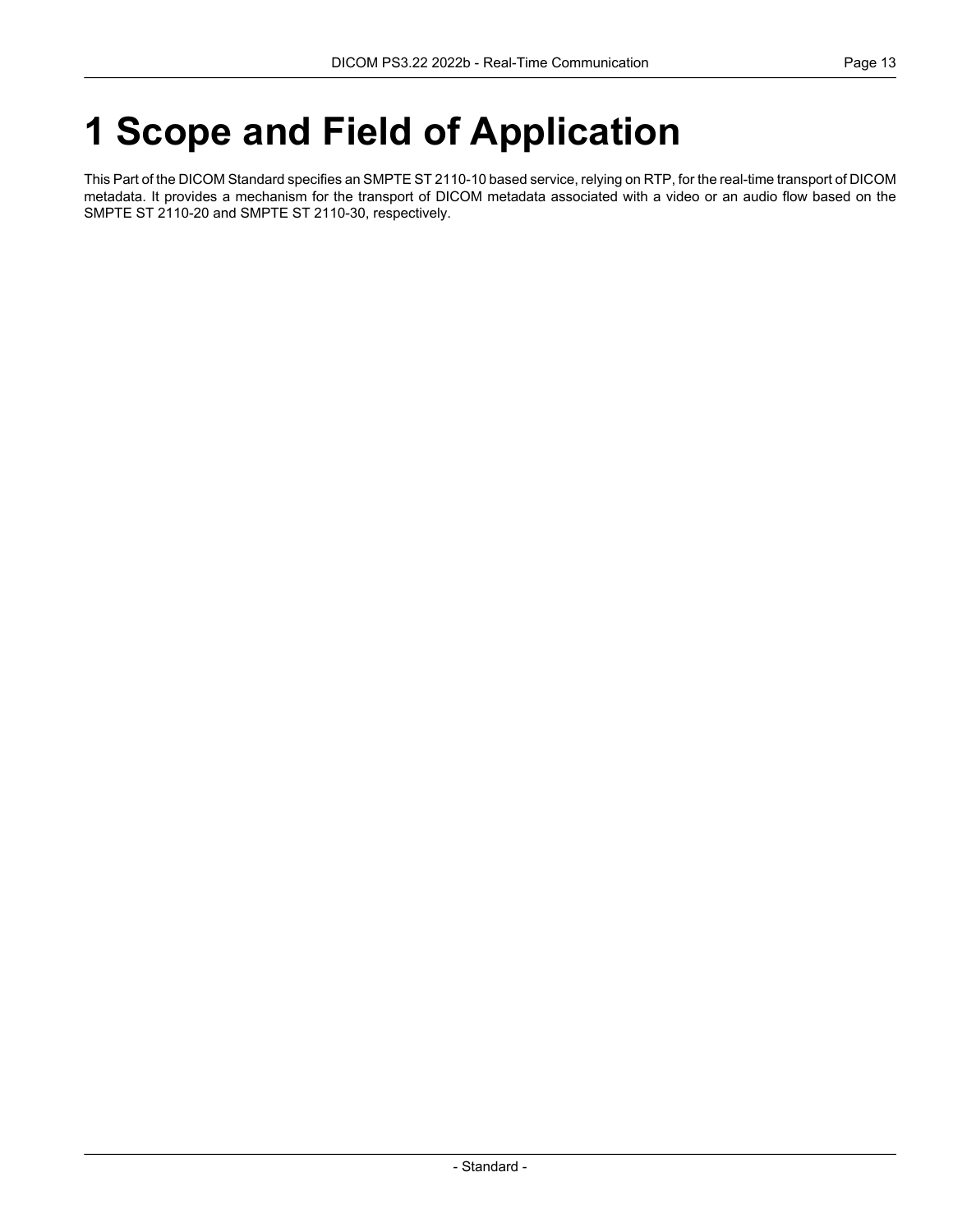# 1 Scope and Field of Application

This Part of the DICOM Standard specifies an SMPTE ST 2110-10 based service, relying on RTP, for the real-time transport of DICOM metadata. It provides a mechanism for the transport of DICOM metadata associated with a video or an audio flow based on the SMPTE ST 2110-20 and SMPTE ST 2110-30, respectively.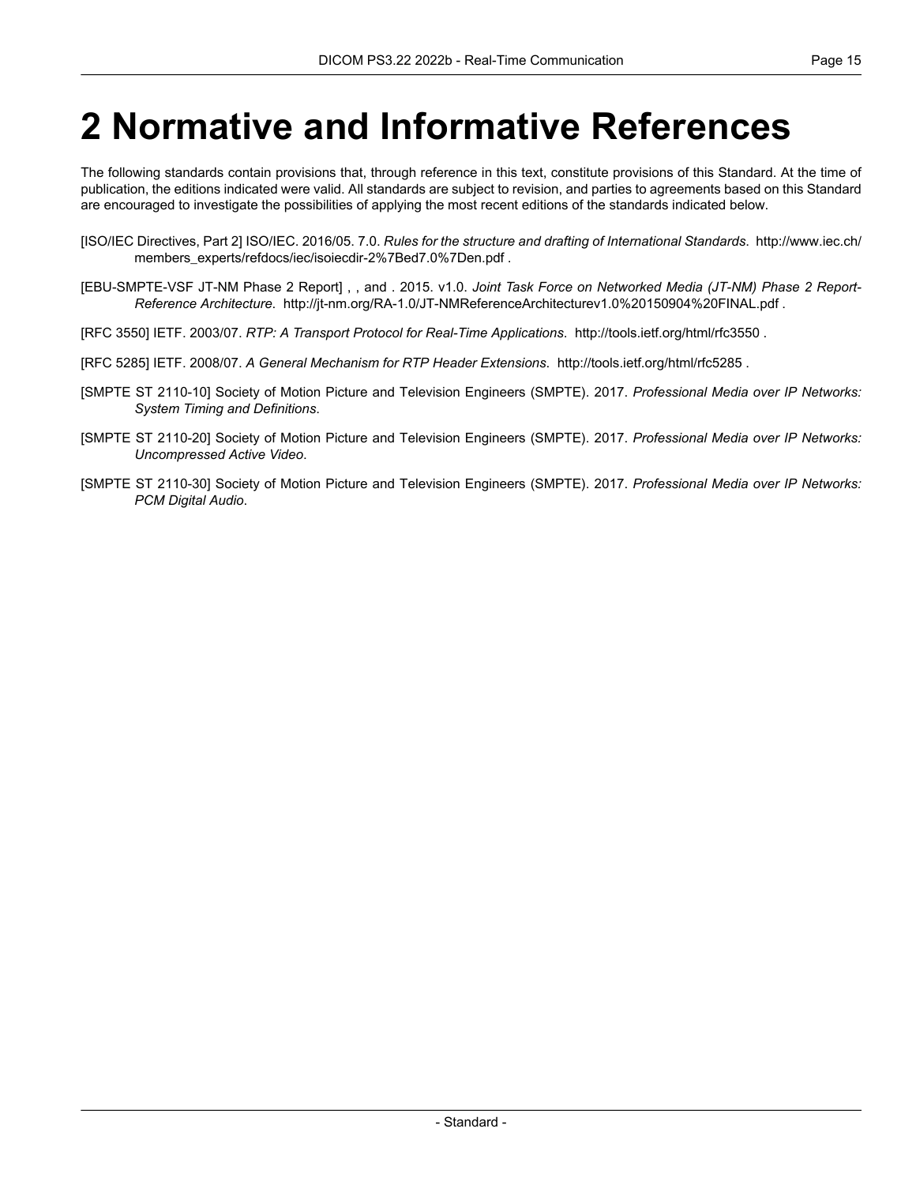# 2 Normative and Informative References

The following standards contain provisions that, through reference in this text, constitute provisions of this Standard. At the time of publication, the editions indicated were valid. All standards are subject to revision, and parties to agreements based on this Standard are encouraged to investigate the possibilities of applying the most recent editions of the standards indicated below.

[ISO/IEC Directives, Part 2] ISO/IEC. 2016/05. 7.0. *Rules for the structure and drafting of International Standards*. http://www.iec.ch/members_experts/refdocs/iec/isoiecdir-2%7Bed7.0%7Den.pdf .

[EBU-SMPTE-VSF JT-NM Phase 2 Report] , , and . 2015. v1.0. *Joint Task Force on Networked Media (JT-NM) Phase 2 Report-Reference Architecture*. http://jt-nm.org/RA-1.0/JT-NMReferenceArchitecturev1.0%20150904%20FINAL.pdf .

[RFC 3550] IETF. 2003/07. *RTP: A Transport Protocol for Real-Time Applications*. http://tools.ietf.org/html/rfc3550 .

[RFC 5285] IETF. 2008/07. *A General Mechanism for RTP Header Extensions*. http://tools.ietf.org/html/rfc5285 .

[SMPTE ST 2110-10] Society of Motion Picture and Television Engineers (SMPTE). 2017. *Professional Media over IP Networks: System Timing and Definitions*.

[SMPTE ST 2110-20] Society of Motion Picture and Television Engineers (SMPTE). 2017. *Professional Media over IP Networks: Uncompressed Active Video*.

[SMPTE ST 2110-30] Society of Motion Picture and Television Engineers (SMPTE). 2017. *Professional Media over IP Networks: PCM Digital Audio*.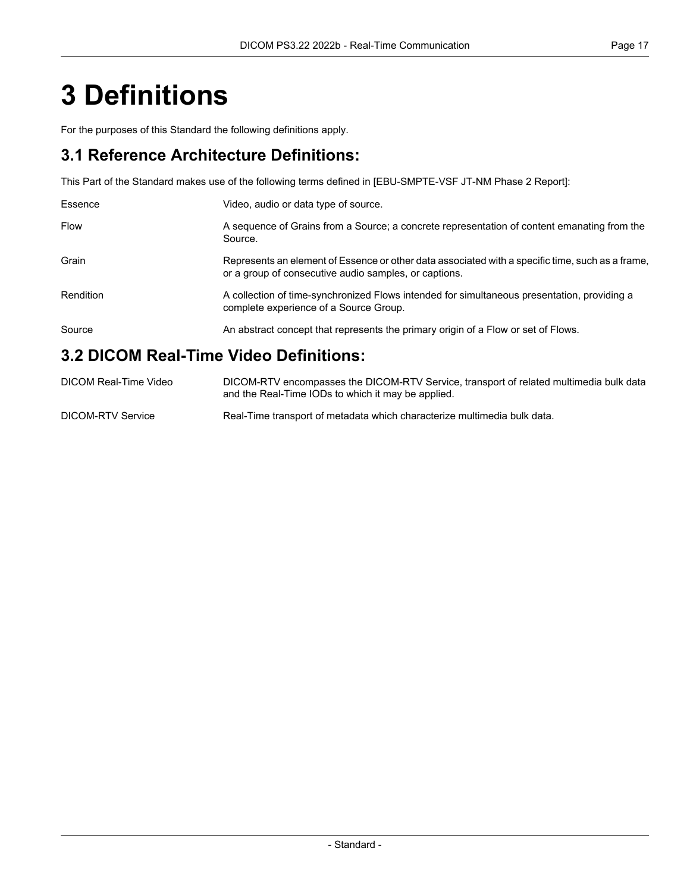# 3 Definitions

For the purposes of this Standard the following definitions apply.

## 3.1 Reference Architecture Definitions:

This Part of the Standard makes use of the following terms defined in [EBU-SMPTE-VSF JT-NM Phase 2 Report]:

| | |
|---|---|
| Essence | Video, audio or data type of source. |
| Flow | A sequence of Grains from a Source; a concrete representation of content emanating from the Source. |
| Grain | Represents an element of Essence or other data associated with a specific time, such as a frame, or a group of consecutive audio samples, or captions. |
| Rendition | A collection of time-synchronized Flows intended for simultaneous presentation, providing a complete experience of a Source Group. |
| Source | An abstract concept that represents the primary origin of a Flow or set of Flows. |

## 3.2 DICOM Real-Time Video Definitions:

| | |
|---|---|
| DICOM Real-Time Video | DICOM-RTV encompasses the DICOM-RTV Service, transport of related multimedia bulk data and the Real-Time IODs to which it may be applied. |
| DICOM-RTV Service | Real-Time transport of metadata which characterize multimedia bulk data. |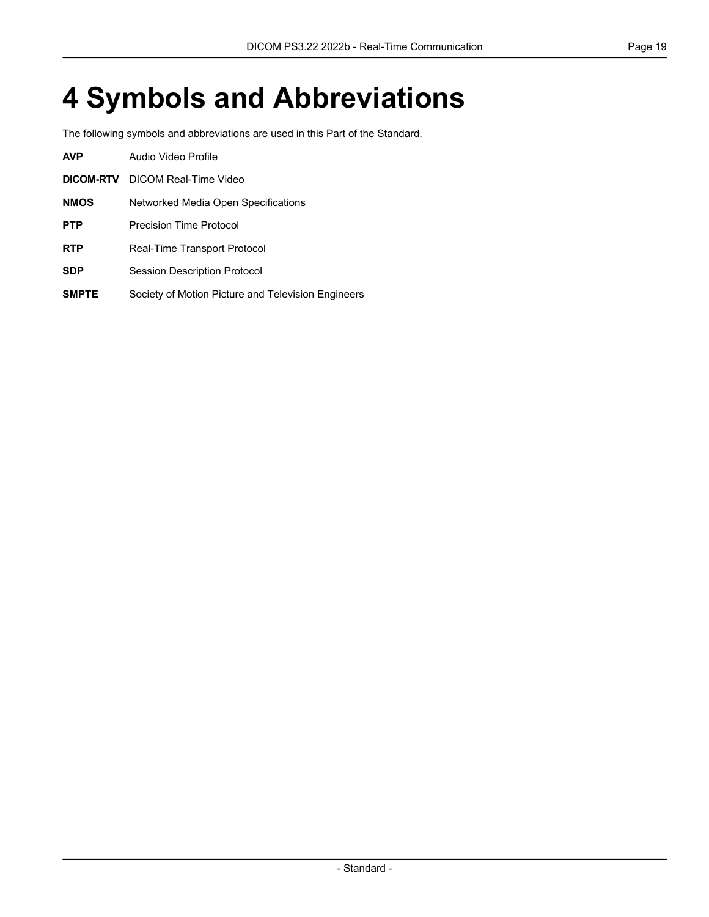# 4 Symbols and Abbreviations

The following symbols and abbreviations are used in this Part of the Standard.

**AVP** Audio Video Profile

**DICOM-RTV** DICOM Real-Time Video

**NMOS** Networked Media Open Specifications

**PTP** Precision Time Protocol

**RTP** Real-Time Transport Protocol

**SDP** Session Description Protocol

**SMPTE** Society of Motion Picture and Television Engineers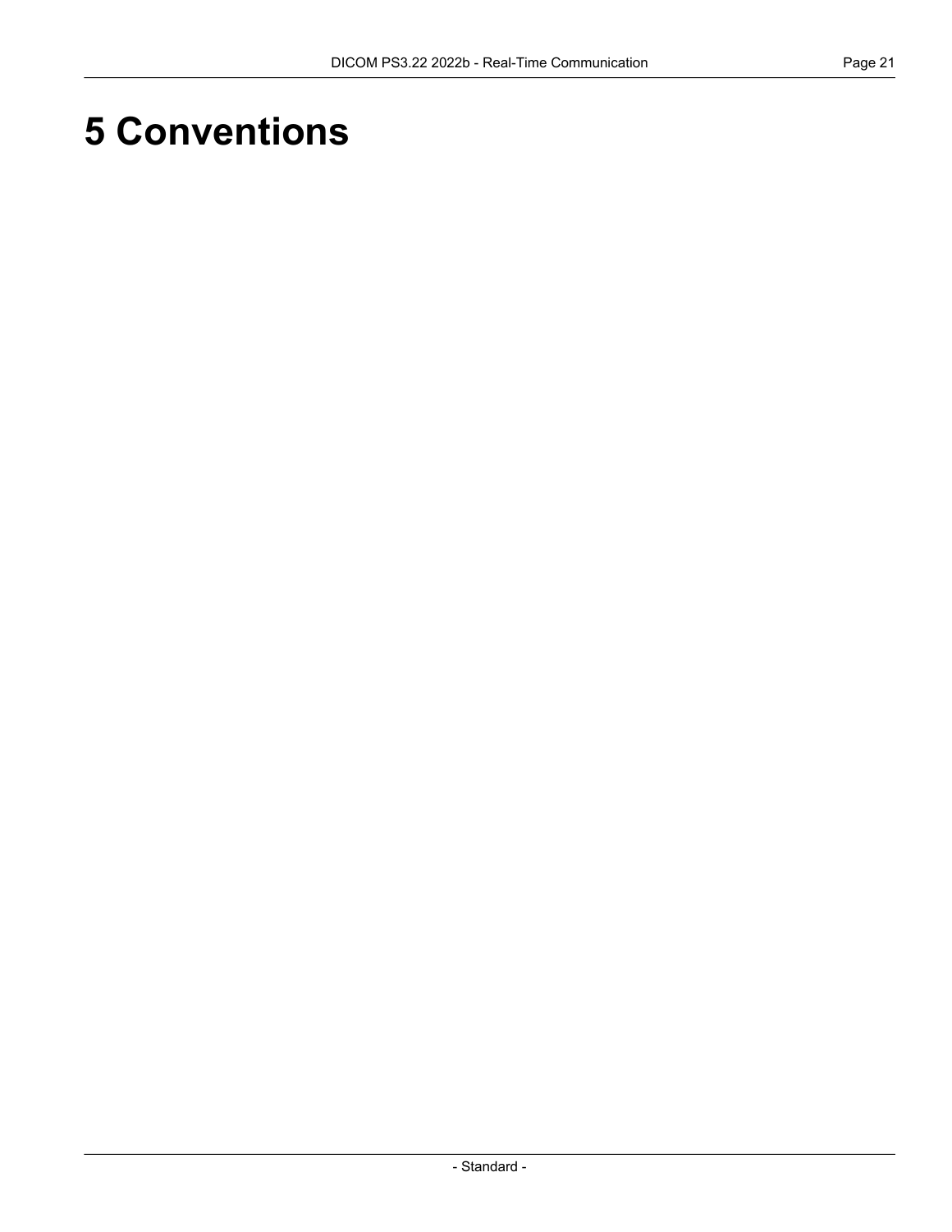# 5 Conventions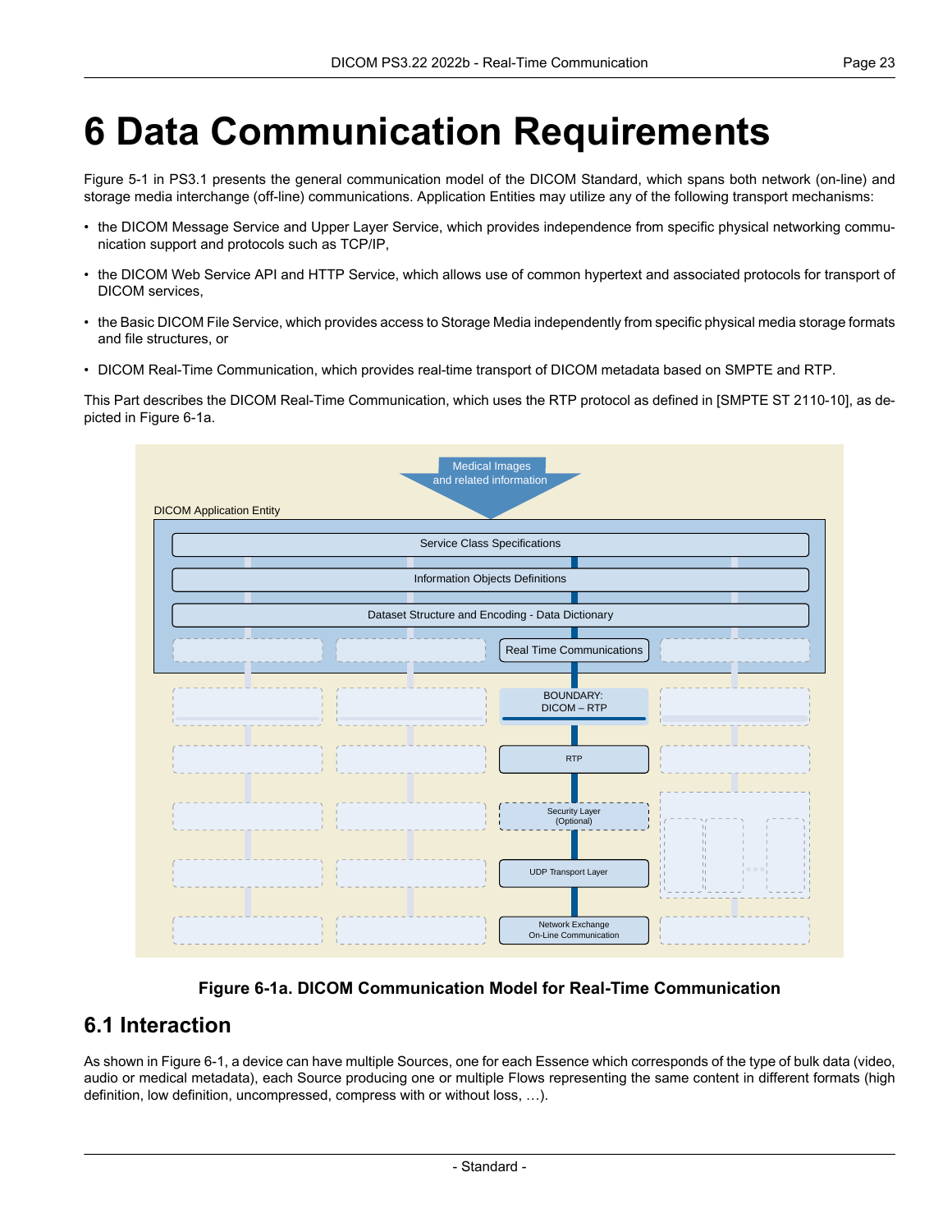# 6 Data Communication Requirements

Figure 5-1 in PS3.1 presents the general communication model of the DICOM Standard, which spans both network (on-line) and storage media interchange (off-line) communications. Application Entities may utilize any of the following transport mechanisms:

- the DICOM Message Service and Upper Layer Service, which provides independence from specific physical networking communication support and protocols such as TCP/IP,
- the DICOM Web Service API and HTTP Service, which allows use of common hypertext and associated protocols for transport of DICOM services,
- the Basic DICOM File Service, which provides access to Storage Media independently from specific physical media storage formats and file structures, or
- DICOM Real-Time Communication, which provides real-time transport of DICOM metadata based on SMPTE and RTP.

This Part describes the DICOM Real-Time Communication, which uses the RTP protocol as defined in [SMPTE ST 2110-10], as depicted in Figure 6-1a.

**Figure 6-1a. DICOM Communication Model for Real-Time Communication**

## 6.1 Interaction

As shown in Figure 6-1, a device can have multiple Sources, one for each Essence which corresponds of the type of bulk data (video, audio or medical metadata), each Source producing one or multiple Flows representing the same content in different formats (high definition, low definition, uncompressed, compress with or without loss, …).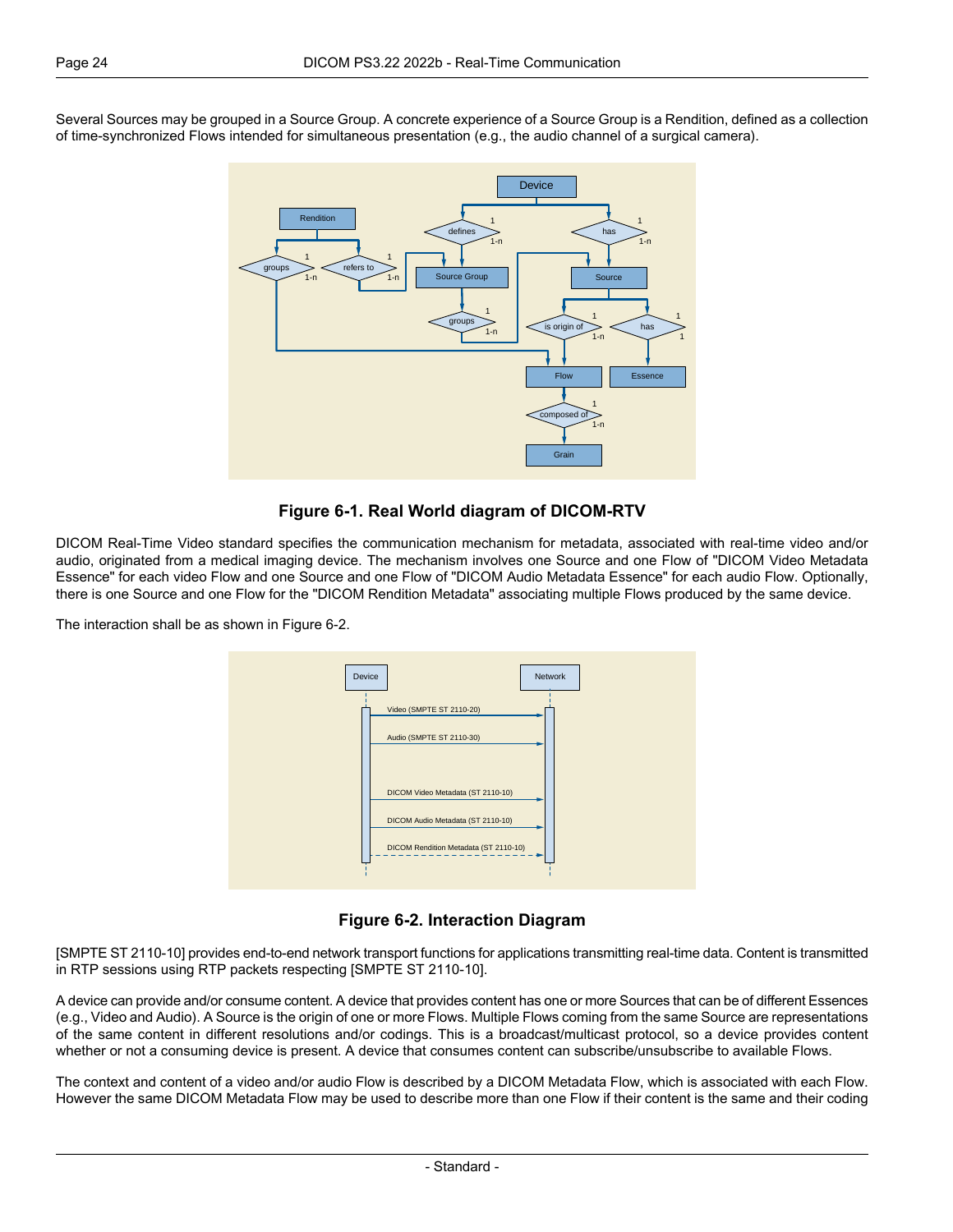Several Sources may be grouped in a Source Group. A concrete experience of a Source Group is a Rendition, defined as a collection of time-synchronized Flows intended for simultaneous presentation (e.g., the audio channel of a surgical camera).

**Figure 6-1. Real World diagram of DICOM-RTV**

DICOM Real-Time Video standard specifies the communication mechanism for metadata, associated with real-time video and/or audio, originated from a medical imaging device. The mechanism involves one Source and one Flow of "DICOM Video Metadata Essence" for each video Flow and one Source and one Flow of "DICOM Audio Metadata Essence" for each audio Flow. Optionally, there is one Source and one Flow for the "DICOM Rendition Metadata" associating multiple Flows produced by the same device.

The interaction shall be as shown in Figure 6-2.

**Figure 6-2. Interaction Diagram**

[SMPTE ST 2110-10] provides end-to-end network transport functions for applications transmitting real-time data. Content is transmitted in RTP sessions using RTP packets respecting [SMPTE ST 2110-10].

A device can provide and/or consume content. A device that provides content has one or more Sources that can be of different Essences (e.g., Video and Audio). A Source is the origin of one or more Flows. Multiple Flows coming from the same Source are representations of the same content in different resolutions and/or codings. This is a broadcast/multicast protocol, so a device provides content whether or not a consuming device is present. A device that consumes content can subscribe/unsubscribe to available Flows.

The context and content of a video and/or audio Flow is described by a DICOM Metadata Flow, which is associated with each Flow. However the same DICOM Metadata Flow may be used to describe more than one Flow if their content is the same and their coding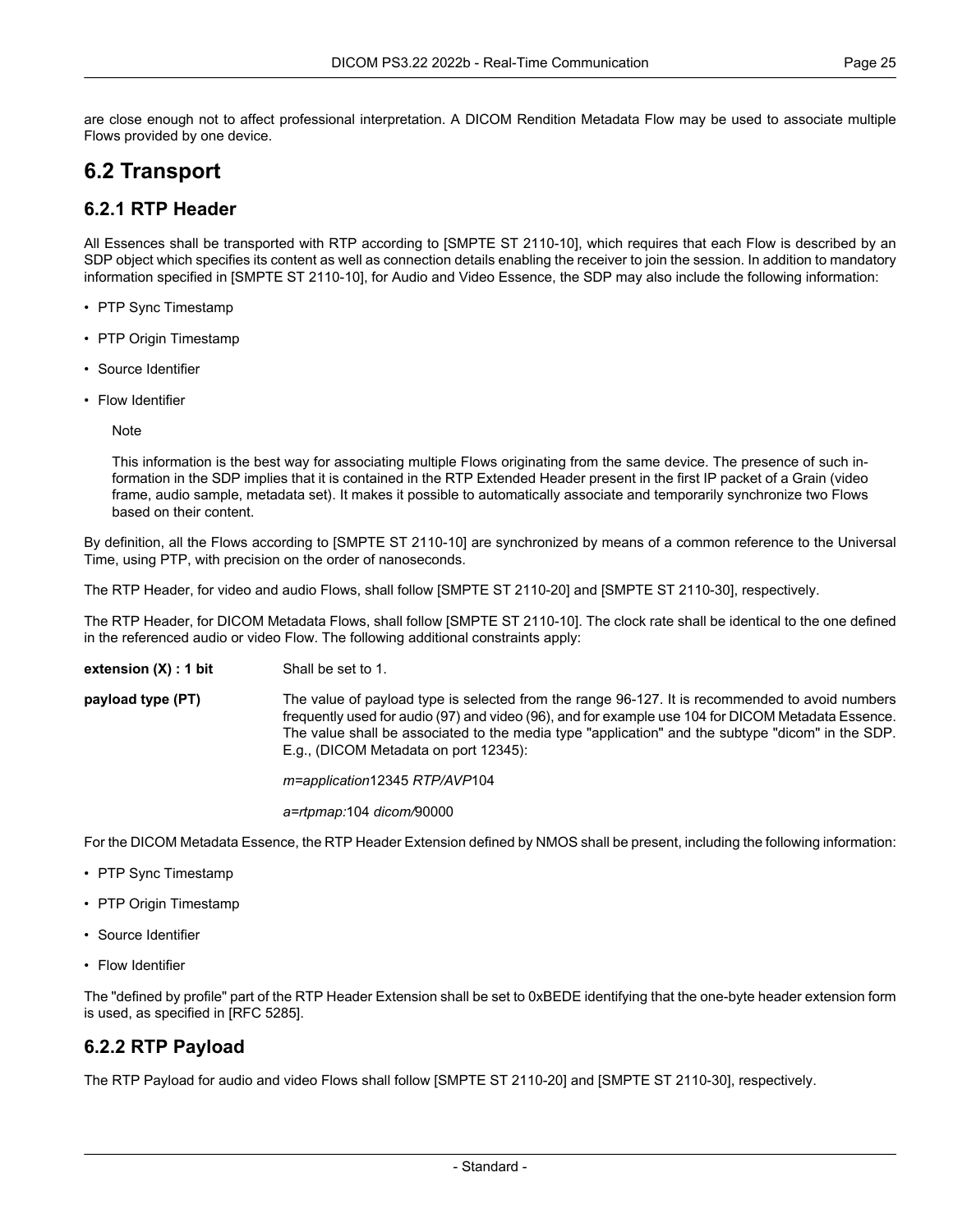are close enough not to affect professional interpretation. A DICOM Rendition Metadata Flow may be used to associate multiple Flows provided by one device.

## 6.2 Transport

### 6.2.1 RTP Header

All Essences shall be transported with RTP according to [SMPTE ST 2110-10], which requires that each Flow is described by an SDP object which specifies its content as well as connection details enabling the receiver to join the session. In addition to mandatory information specified in [SMPTE ST 2110-10], for Audio and Video Essence, the SDP may also include the following information:

- PTP Sync Timestamp
- PTP Origin Timestamp
- Source Identifier
- Flow Identifier

> Note
>
> This information is the best way for associating multiple Flows originating from the same device. The presence of such information in the SDP implies that it is contained in the RTP Extended Header present in the first IP packet of a Grain (video frame, audio sample, metadata set). It makes it possible to automatically associate and temporarily synchronize two Flows based on their content.

By definition, all the Flows according to [SMPTE ST 2110-10] are synchronized by means of a common reference to the Universal Time, using PTP, with precision on the order of nanoseconds.

The RTP Header, for video and audio Flows, shall follow [SMPTE ST 2110-20] and [SMPTE ST 2110-30], respectively.

The RTP Header, for DICOM Metadata Flows, shall follow [SMPTE ST 2110-10]. The clock rate shall be identical to the one defined in the referenced audio or video Flow. The following additional constraints apply:

**extension (X) : 1 bit** — Shall be set to 1.

**payload type (PT)** — The value of payload type is selected from the range 96-127. It is recommended to avoid numbers frequently used for audio (97) and video (96), and for example use 104 for DICOM Metadata Essence. The value shall be associated to the media type "application" and the subtype "dicom" in the SDP. E.g., (DICOM Metadata on port 12345):

*m=application*12345 *RTP/AVP*104

*a=rtpmap:*104 *dicom/*90000

For the DICOM Metadata Essence, the RTP Header Extension defined by NMOS shall be present, including the following information:

- PTP Sync Timestamp
- PTP Origin Timestamp
- Source Identifier
- Flow Identifier

The "defined by profile" part of the RTP Header Extension shall be set to 0xBEDE identifying that the one-byte header extension form is used, as specified in [RFC 5285].

### 6.2.2 RTP Payload

The RTP Payload for audio and video Flows shall follow [SMPTE ST 2110-20] and [SMPTE ST 2110-30], respectively.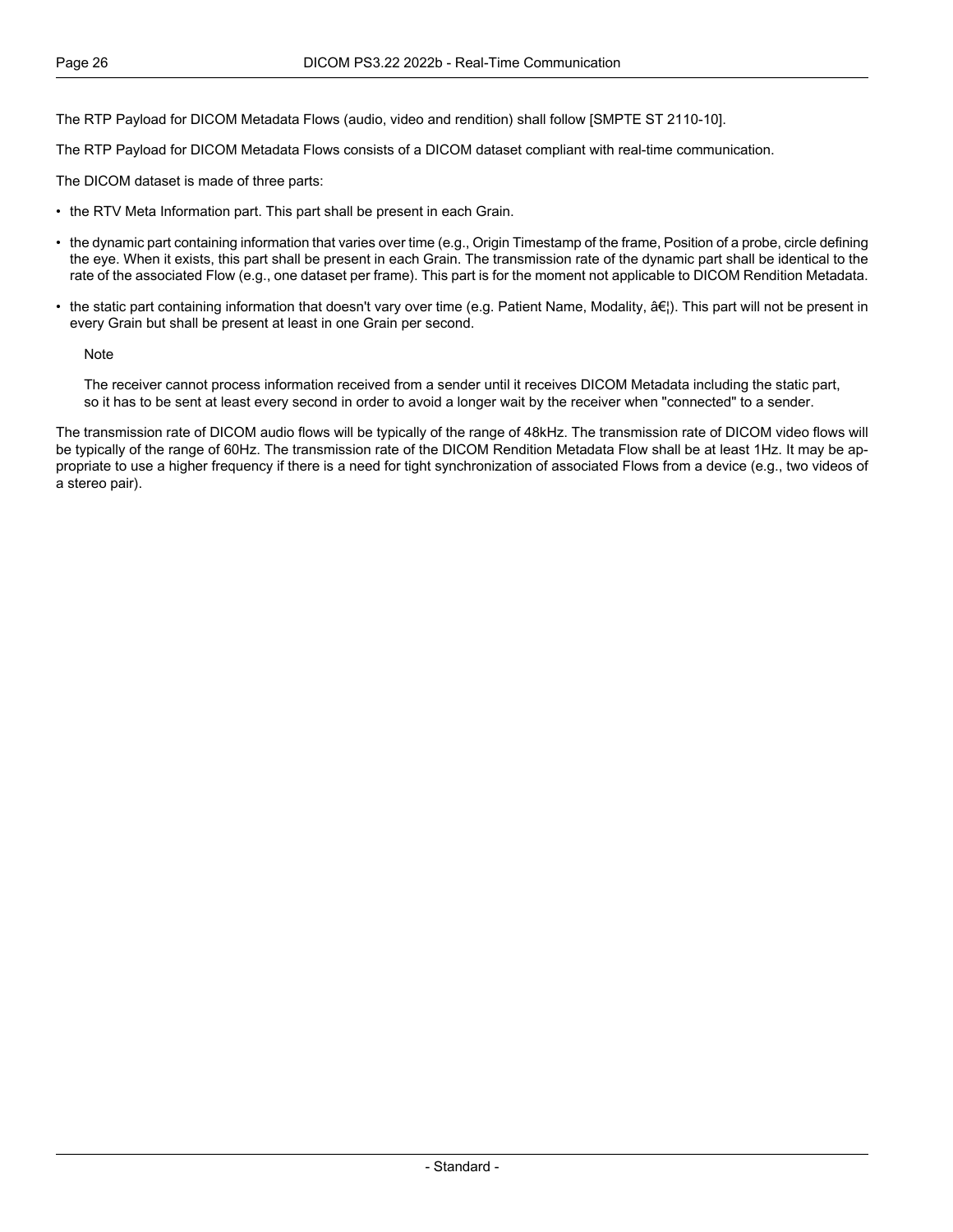The RTP Payload for DICOM Metadata Flows (audio, video and rendition) shall follow [SMPTE ST 2110-10].

The RTP Payload for DICOM Metadata Flows consists of a DICOM dataset compliant with real-time communication.

The DICOM dataset is made of three parts:

- the RTV Meta Information part. This part shall be present in each Grain.
- the dynamic part containing information that varies over time (e.g., Origin Timestamp of the frame, Position of a probe, circle defining the eye. When it exists, this part shall be present in each Grain. The transmission rate of the dynamic part shall be identical to the rate of the associated Flow (e.g., one dataset per frame). This part is for the moment not applicable to DICOM Rendition Metadata.
- the static part containing information that doesn't vary over time (e.g. Patient Name, Modality, â€¦). This part will not be present in every Grain but shall be present at least in one Grain per second.

> Note
>
> The receiver cannot process information received from a sender until it receives DICOM Metadata including the static part, so it has to be sent at least every second in order to avoid a longer wait by the receiver when "connected" to a sender.

The transmission rate of DICOM audio flows will be typically of the range of 48kHz. The transmission rate of DICOM video flows will be typically of the range of 60Hz. The transmission rate of the DICOM Rendition Metadata Flow shall be at least 1Hz. It may be appropriate to use a higher frequency if there is a need for tight synchronization of associated Flows from a device (e.g., two videos of a stereo pair).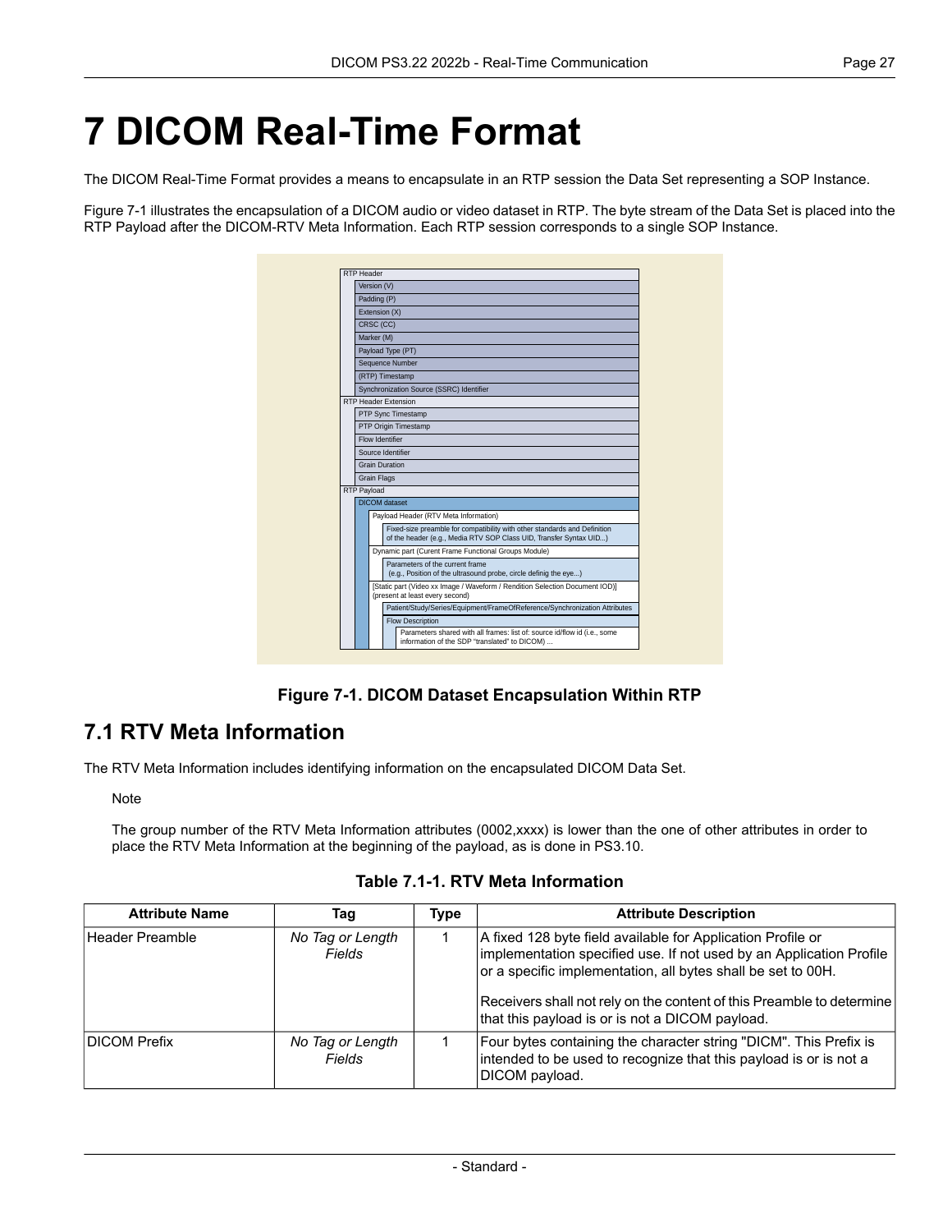# 7 DICOM Real-Time Format

The DICOM Real-Time Format provides a means to encapsulate in an RTP session the Data Set representing a SOP Instance.

Figure 7-1 illustrates the encapsulation of a DICOM audio or video dataset in RTP. The byte stream of the Data Set is placed into the RTP Payload after the DICOM-RTV Meta Information. Each RTP session corresponds to a single SOP Instance.

RTP Header
- Version (V)
- Padding (P)
- Extension (X)
- CRSC (CC)
- Marker (M)
- Payload Type (PT)
- Sequence Number
- (RTP) Timestamp
- Synchronization Source (SSRC) Identifier

RTP Header Extension
- PTP Sync Timestamp
- PTP Origin Timestamp
- Flow Identifier
- Source Identifier
- Grain Duration
- Grain Flags

RTP Payload
- DICOM dataset
  - Payload Header (RTV Meta Information)
    - Fixed-size preamble for compatibility with other standards and Definition of the header (e.g., Media RTV SOP Class UID, Transfer Syntax UID...)
  - Dynamic part (Curent Frame Functional Groups Module)
    - Parameters of the current frame (e.g., Position of the ultrasound probe, circle definig the eye...)
  - [Static part (Video xx Image / Waveform / Rendition Selection Document IOD)] (present at least every second)
    - Patient/Study/Series/Equipment/FrameOfReference/Synchronization Attributes
    - Flow Description
      - Parameters shared with all frames: list of: source id/flow id (i.e., some information of the SDP "translated" to DICOM) ...

**Figure 7-1. DICOM Dataset Encapsulation Within RTP**

## 7.1 RTV Meta Information

The RTV Meta Information includes identifying information on the encapsulated DICOM Data Set.

Note

The group number of the RTV Meta Information attributes (0002,xxxx) is lower than the one of other attributes in order to place the RTV Meta Information at the beginning of the payload, as is done in PS3.10.

**Table 7.1-1. RTV Meta Information**

| Attribute Name | Tag | Type | Attribute Description |
|---|---|---|---|
| Header Preamble | *No Tag or Length Fields* | 1 | A fixed 128 byte field available for Application Profile or implementation specified use. If not used by an Application Profile or a specific implementation, all bytes shall be set to 00H.<br><br>Receivers shall not rely on the content of this Preamble to determine that this payload is or is not a DICOM payload. |
| DICOM Prefix | *No Tag or Length Fields* | 1 | Four bytes containing the character string "DICM". This Prefix is intended to be used to recognize that this payload is or is not a DICOM payload. |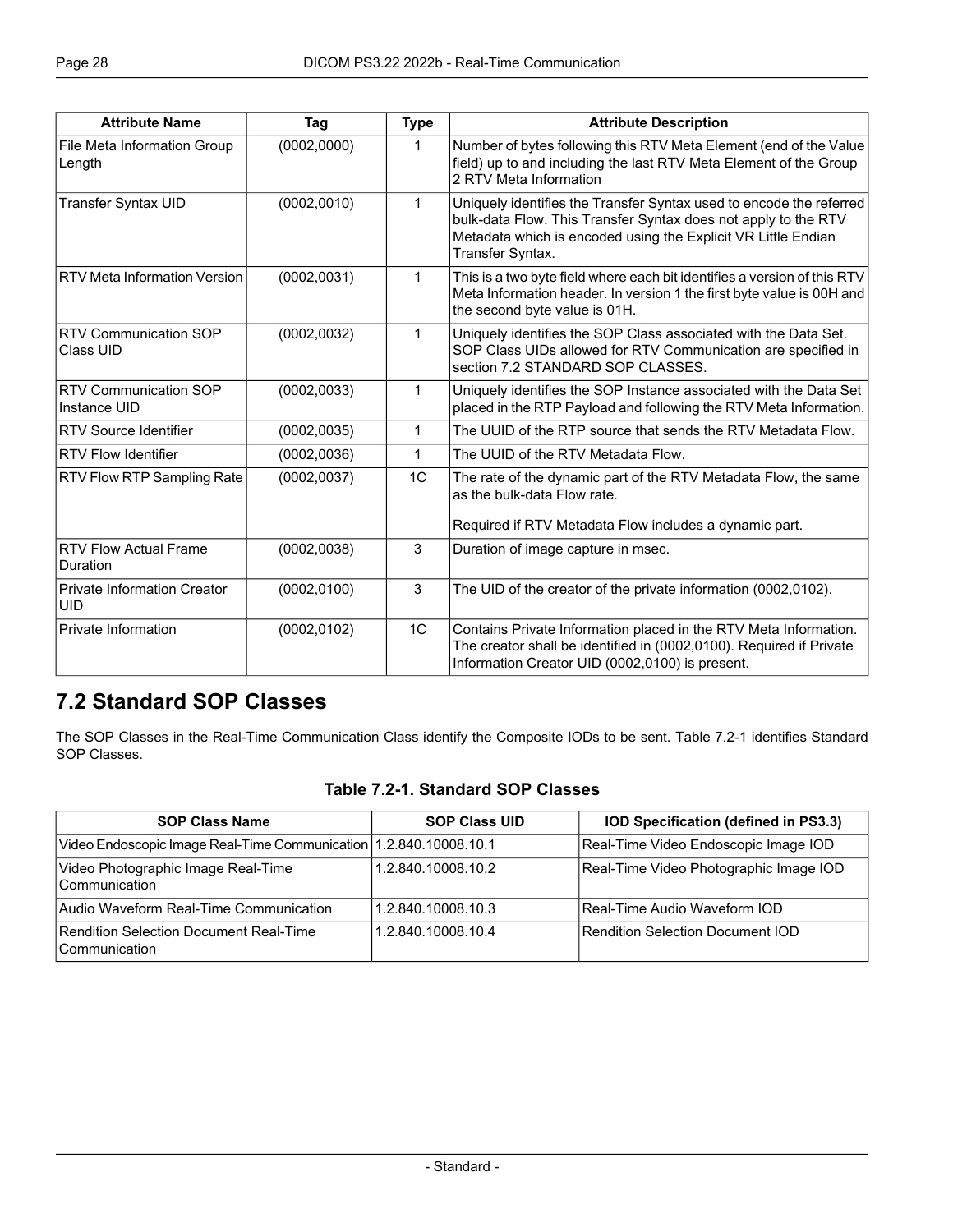| Attribute Name | Tag | Type | Attribute Description |
|---|---|---|---|
| File Meta Information Group Length | (0002,0000) | 1 | Number of bytes following this RTV Meta Element (end of the Value field) up to and including the last RTV Meta Element of the Group 2 RTV Meta Information |
| Transfer Syntax UID | (0002,0010) | 1 | Uniquely identifies the Transfer Syntax used to encode the referred bulk-data Flow. This Transfer Syntax does not apply to the RTV Metadata which is encoded using the Explicit VR Little Endian Transfer Syntax. |
| RTV Meta Information Version | (0002,0031) | 1 | This is a two byte field where each bit identifies a version of this RTV Meta Information header. In version 1 the first byte value is 00H and the second byte value is 01H. |
| RTV Communication SOP Class UID | (0002,0032) | 1 | Uniquely identifies the SOP Class associated with the Data Set. SOP Class UIDs allowed for RTV Communication are specified in section 7.2 STANDARD SOP CLASSES. |
| RTV Communication SOP Instance UID | (0002,0033) | 1 | Uniquely identifies the SOP Instance associated with the Data Set placed in the RTP Payload and following the RTV Meta Information. |
| RTV Source Identifier | (0002,0035) | 1 | The UUID of the RTP source that sends the RTV Metadata Flow. |
| RTV Flow Identifier | (0002,0036) | 1 | The UUID of the RTV Metadata Flow. |
| RTV Flow RTP Sampling Rate | (0002,0037) | 1C | The rate of the dynamic part of the RTV Metadata Flow, the same as the bulk-data Flow rate.<br><br>Required if RTV Metadata Flow includes a dynamic part. |
| RTV Flow Actual Frame Duration | (0002,0038) | 3 | Duration of image capture in msec. |
| Private Information Creator UID | (0002,0100) | 3 | The UID of the creator of the private information (0002,0102). |
| Private Information | (0002,0102) | 1C | Contains Private Information placed in the RTV Meta Information. The creator shall be identified in (0002,0100). Required if Private Information Creator UID (0002,0100) is present. |

## 7.2 Standard SOP Classes

The SOP Classes in the Real-Time Communication Class identify the Composite IODs to be sent. Table 7.2-1 identifies Standard SOP Classes.

**Table 7.2-1. Standard SOP Classes**

| SOP Class Name | SOP Class UID | IOD Specification (defined in PS3.3) |
|---|---|---|
| Video Endoscopic Image Real-Time Communication | 1.2.840.10008.10.1 | Real-Time Video Endoscopic Image IOD |
| Video Photographic Image Real-Time Communication | 1.2.840.10008.10.2 | Real-Time Video Photographic Image IOD |
| Audio Waveform Real-Time Communication | 1.2.840.10008.10.3 | Real-Time Audio Waveform IOD |
| Rendition Selection Document Real-Time Communication | 1.2.840.10008.10.4 | Rendition Selection Document IOD |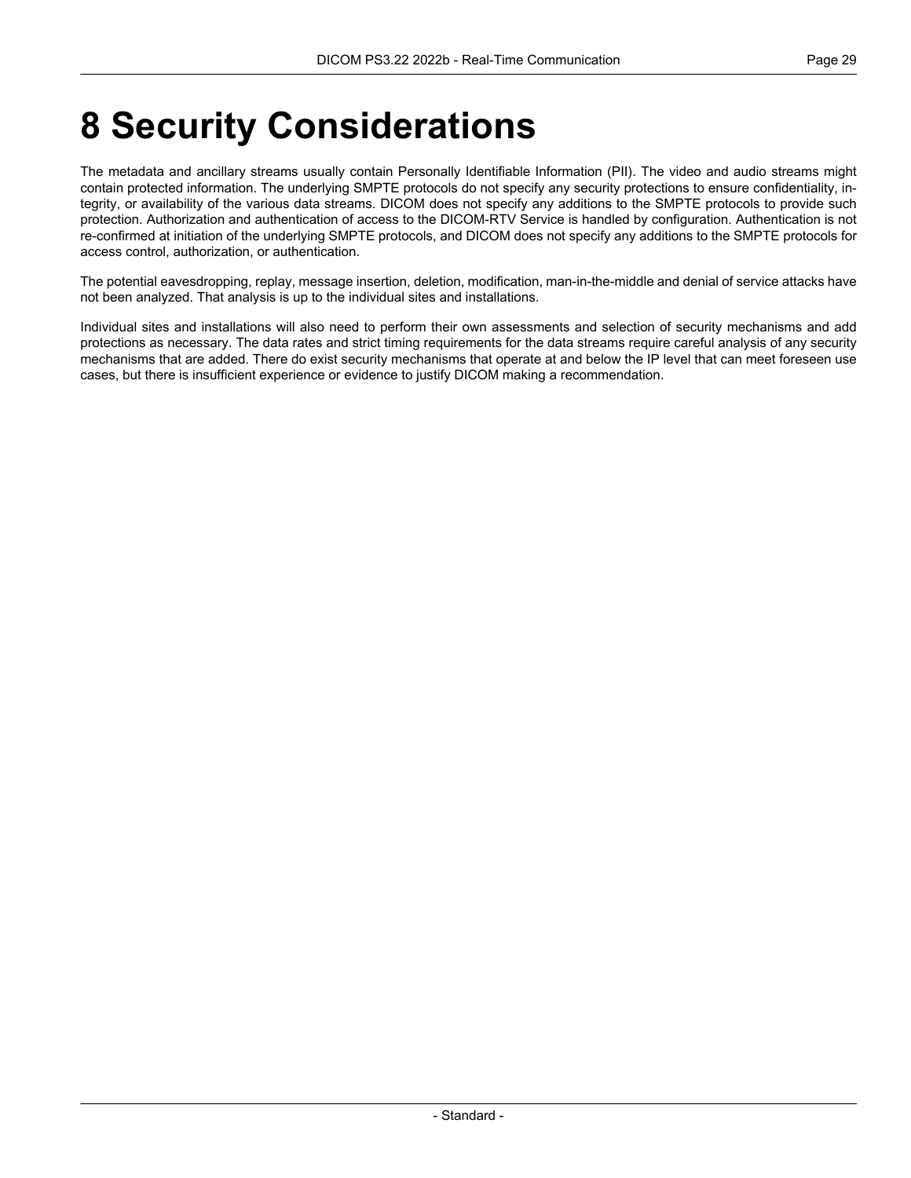# 8 Security Considerations

The metadata and ancillary streams usually contain Personally Identifiable Information (PII). The video and audio streams might contain protected information. The underlying SMPTE protocols do not specify any security protections to ensure confidentiality, integrity, or availability of the various data streams. DICOM does not specify any additions to the SMPTE protocols to provide such protection. Authorization and authentication of access to the DICOM-RTV Service is handled by configuration. Authentication is not re-confirmed at initiation of the underlying SMPTE protocols, and DICOM does not specify any additions to the SMPTE protocols for access control, authorization, or authentication.

The potential eavesdropping, replay, message insertion, deletion, modification, man-in-the-middle and denial of service attacks have not been analyzed. That analysis is up to the individual sites and installations.

Individual sites and installations will also need to perform their own assessments and selection of security mechanisms and add protections as necessary. The data rates and strict timing requirements for the data streams require careful analysis of any security mechanisms that are added. There do exist security mechanisms that operate at and below the IP level that can meet foreseen use cases, but there is insufficient experience or evidence to justify DICOM making a recommendation.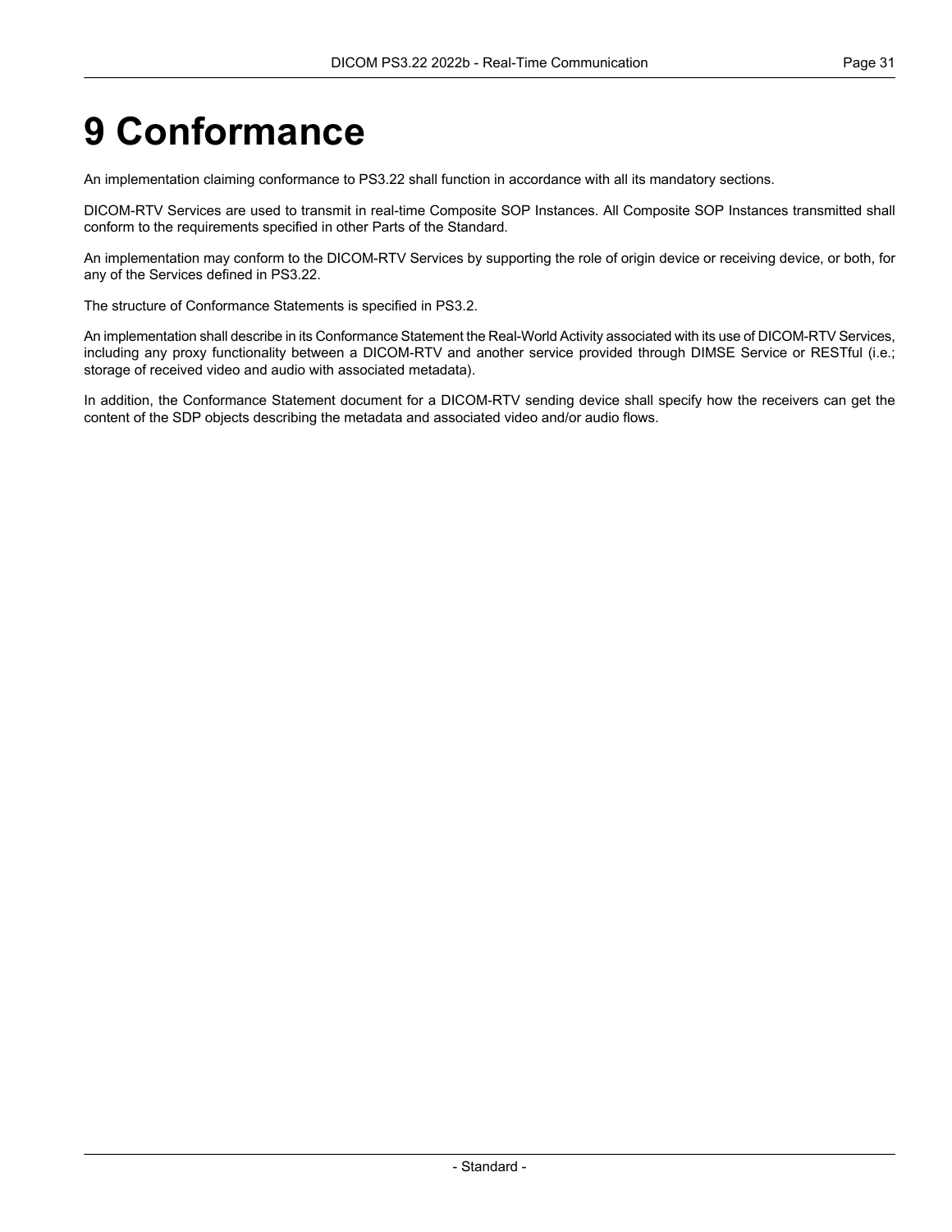# 9 Conformance

An implementation claiming conformance to PS3.22 shall function in accordance with all its mandatory sections.

DICOM-RTV Services are used to transmit in real-time Composite SOP Instances. All Composite SOP Instances transmitted shall conform to the requirements specified in other Parts of the Standard.

An implementation may conform to the DICOM-RTV Services by supporting the role of origin device or receiving device, or both, for any of the Services defined in PS3.22.

The structure of Conformance Statements is specified in PS3.2.

An implementation shall describe in its Conformance Statement the Real-World Activity associated with its use of DICOM-RTV Services, including any proxy functionality between a DICOM-RTV and another service provided through DIMSE Service or RESTful (i.e.; storage of received video and audio with associated metadata).

In addition, the Conformance Statement document for a DICOM-RTV sending device shall specify how the receivers can get the content of the SDP objects describing the metadata and associated video and/or audio flows.